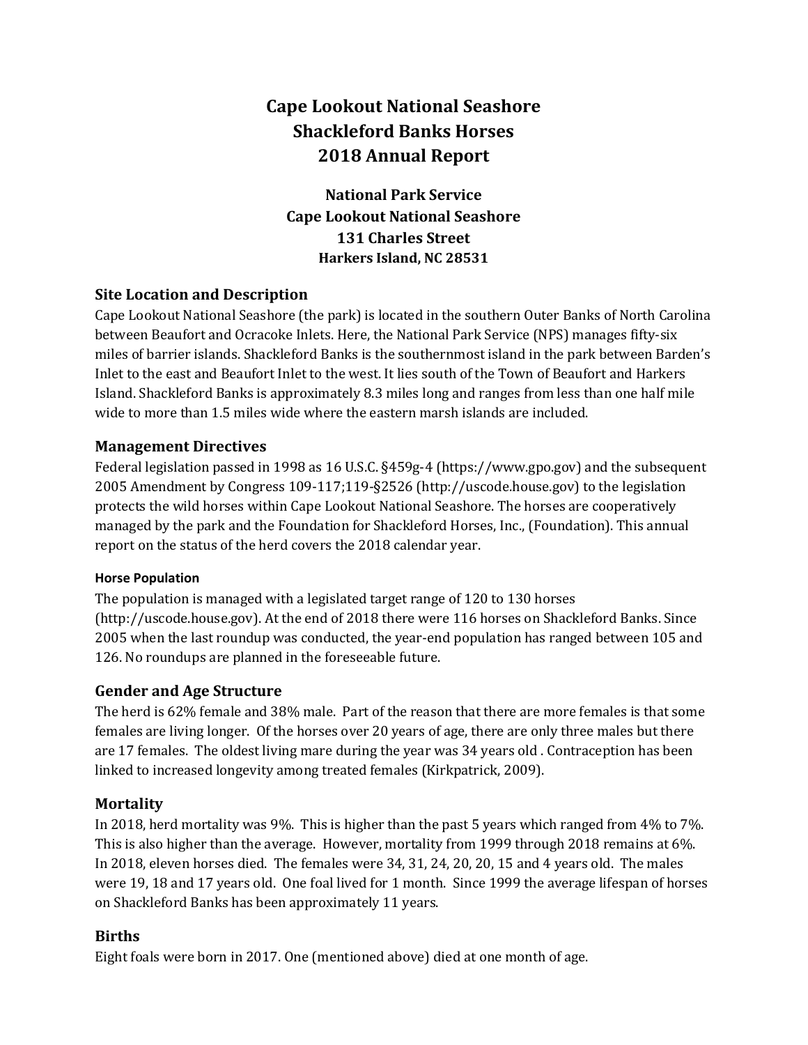# Cape Lookout National Seashore
# Shackleford Banks Horses
# 2018 Annual Report

**National Park Service**
**Cape Lookout National Seashore**
**131 Charles Street**
**Harkers Island, NC 28531**

## Site Location and Description

Cape Lookout National Seashore (the park) is located in the southern Outer Banks of North Carolina between Beaufort and Ocracoke Inlets. Here, the National Park Service (NPS) manages fifty-six miles of barrier islands. Shackleford Banks is the southernmost island in the park between Barden's Inlet to the east and Beaufort Inlet to the west. It lies south of the Town of Beaufort and Harkers Island. Shackleford Banks is approximately 8.3 miles long and ranges from less than one half mile wide to more than 1.5 miles wide where the eastern marsh islands are included.

## Management Directives

Federal legislation passed in 1998 as 16 U.S.C. §459g-4 (https://www.gpo.gov) and the subsequent 2005 Amendment by Congress 109-117;119-§2526 (http://uscode.house.gov) to the legislation protects the wild horses within Cape Lookout National Seashore. The horses are cooperatively managed by the park and the Foundation for Shackleford Horses, Inc., (Foundation). This annual report on the status of the herd covers the 2018 calendar year.

#### Horse Population

The population is managed with a legislated target range of 120 to 130 horses (http://uscode.house.gov). At the end of 2018 there were 116 horses on Shackleford Banks. Since 2005 when the last roundup was conducted, the year-end population has ranged between 105 and 126. No roundups are planned in the foreseeable future.

## Gender and Age Structure

The herd is 62% female and 38% male. Part of the reason that there are more females is that some females are living longer. Of the horses over 20 years of age, there are only three males but there are 17 females. The oldest living mare during the year was 34 years old . Contraception has been linked to increased longevity among treated females (Kirkpatrick, 2009).

## Mortality

In 2018, herd mortality was 9%. This is higher than the past 5 years which ranged from 4% to 7%. This is also higher than the average. However, mortality from 1999 through 2018 remains at 6%. In 2018, eleven horses died. The females were 34, 31, 24, 20, 20, 15 and 4 years old. The males were 19, 18 and 17 years old. One foal lived for 1 month. Since 1999 the average lifespan of horses on Shackleford Banks has been approximately 11 years.

## Births

Eight foals were born in 2017. One (mentioned above) died at one month of age.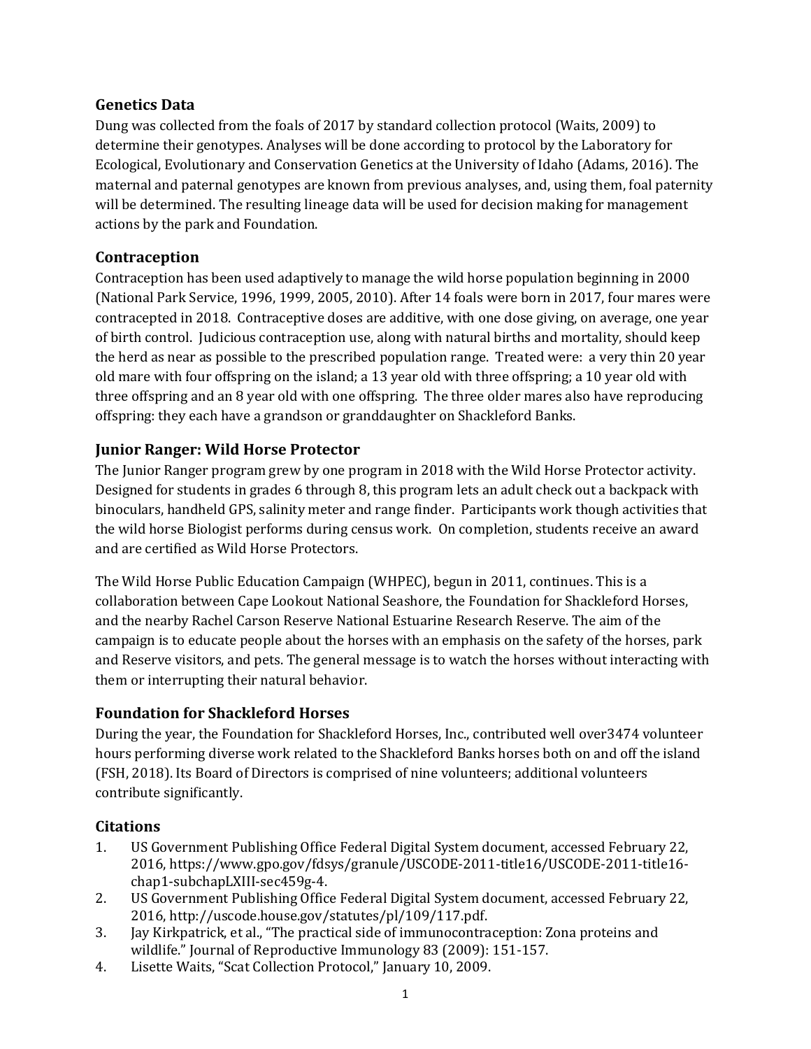## Genetics Data

Dung was collected from the foals of 2017 by standard collection protocol (Waits, 2009) to determine their genotypes. Analyses will be done according to protocol by the Laboratory for Ecological, Evolutionary and Conservation Genetics at the University of Idaho (Adams, 2016). The maternal and paternal genotypes are known from previous analyses, and, using them, foal paternity will be determined. The resulting lineage data will be used for decision making for management actions by the park and Foundation.

## Contraception

Contraception has been used adaptively to manage the wild horse population beginning in 2000 (National Park Service, 1996, 1999, 2005, 2010). After 14 foals were born in 2017, four mares were contracepted in 2018. Contraceptive doses are additive, with one dose giving, on average, one year of birth control. Judicious contraception use, along with natural births and mortality, should keep the herd as near as possible to the prescribed population range. Treated were: a very thin 20 year old mare with four offspring on the island; a 13 year old with three offspring; a 10 year old with three offspring and an 8 year old with one offspring. The three older mares also have reproducing offspring: they each have a grandson or granddaughter on Shackleford Banks.

## Junior Ranger: Wild Horse Protector

The Junior Ranger program grew by one program in 2018 with the Wild Horse Protector activity. Designed for students in grades 6 through 8, this program lets an adult check out a backpack with binoculars, handheld GPS, salinity meter and range finder. Participants work though activities that the wild horse Biologist performs during census work. On completion, students receive an award and are certified as Wild Horse Protectors.

The Wild Horse Public Education Campaign (WHPEC), begun in 2011, continues. This is a collaboration between Cape Lookout National Seashore, the Foundation for Shackleford Horses, and the nearby Rachel Carson Reserve National Estuarine Research Reserve. The aim of the campaign is to educate people about the horses with an emphasis on the safety of the horses, park and Reserve visitors, and pets. The general message is to watch the horses without interacting with them or interrupting their natural behavior.

## Foundation for Shackleford Horses

During the year, the Foundation for Shackleford Horses, Inc., contributed well over3474 volunteer hours performing diverse work related to the Shackleford Banks horses both on and off the island (FSH, 2018). Its Board of Directors is comprised of nine volunteers; additional volunteers contribute significantly.

## Citations

1. US Government Publishing Office Federal Digital System document, accessed February 22, 2016, https://www.gpo.gov/fdsys/granule/USCODE-2011-title16/USCODE-2011-title16-chap1-subchapLXIII-sec459g-4.
2. US Government Publishing Office Federal Digital System document, accessed February 22, 2016, http://uscode.house.gov/statutes/pl/109/117.pdf.
3. Jay Kirkpatrick, et al., "The practical side of immunocontraception: Zona proteins and wildlife." Journal of Reproductive Immunology 83 (2009): 151-157.
4. Lisette Waits, "Scat Collection Protocol," January 10, 2009.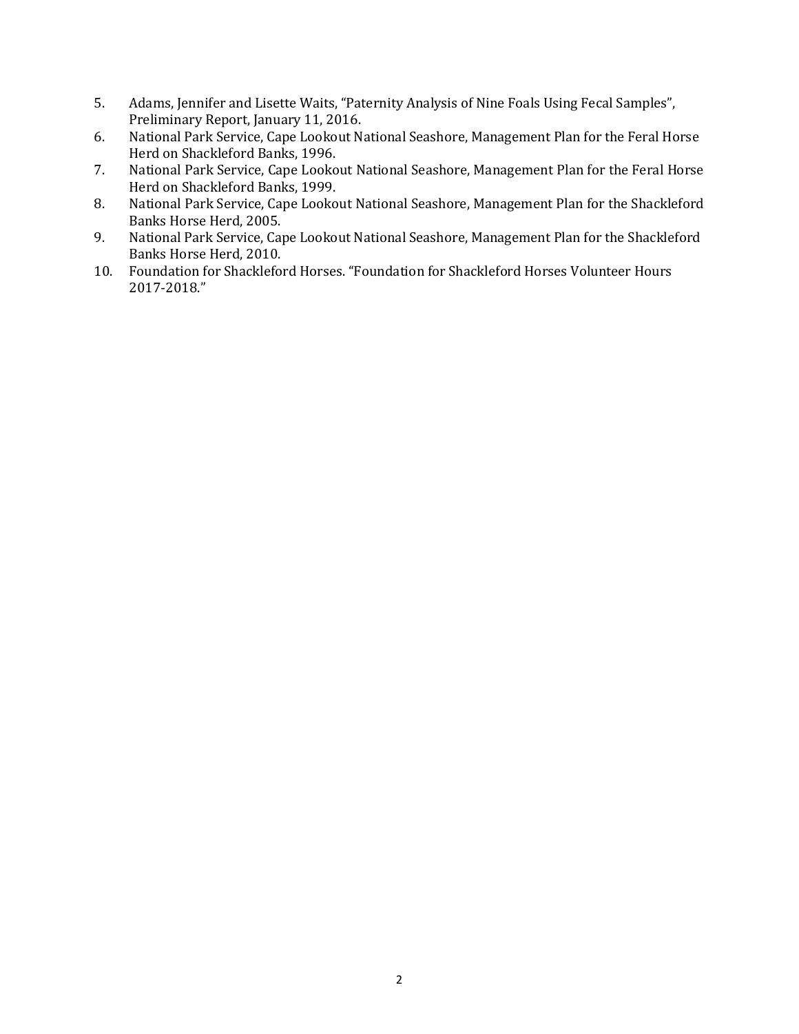5. Adams, Jennifer and Lisette Waits, "Paternity Analysis of Nine Foals Using Fecal Samples", Preliminary Report, January 11, 2016.
6. National Park Service, Cape Lookout National Seashore, Management Plan for the Feral Horse Herd on Shackleford Banks, 1996.
7. National Park Service, Cape Lookout National Seashore, Management Plan for the Feral Horse Herd on Shackleford Banks, 1999.
8. National Park Service, Cape Lookout National Seashore, Management Plan for the Shackleford Banks Horse Herd, 2005.
9. National Park Service, Cape Lookout National Seashore, Management Plan for the Shackleford Banks Horse Herd, 2010.
10. Foundation for Shackleford Horses. "Foundation for Shackleford Horses Volunteer Hours 2017-2018."